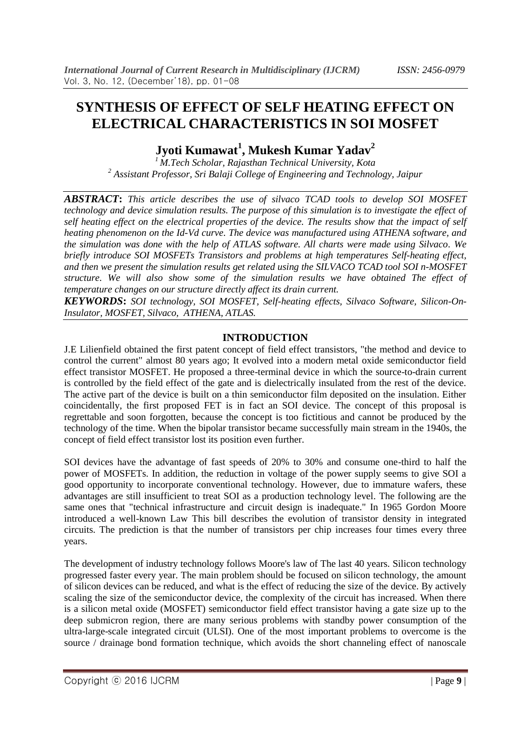// Title block, abstract, and body start; page header/footer metadata omitted per rules
# SYNTHESIS OF EFFECT OF SELF HEATING EFFECT ON ELECTRICAL CHARACTERISTICS IN SOI MOSFET

**Jyoti Kumawat[1], Mukesh Kumar Yadav[2]**

*[1] M.Tech Scholar, Rajasthan Technical University, Kota*
*[2] Assistant Professor, Sri Balaji College of Engineering and Technology, Jaipur*

***ABSTRACT*:** *This article describes the use of silvaco TCAD tools to develop SOI MOSFET technology and device simulation results. The purpose of this simulation is to investigate the effect of self heating effect on the electrical properties of the device. The results show that the impact of self heating phenomenon on the Id-Vd curve. The device was manufactured using ATHENA software, and the simulation was done with the help of ATLAS software. All charts were made using Silvaco. We briefly introduce SOI MOSFETs Transistors and problems at high temperatures Self-heating effect, and then we present the simulation results get related using the SILVACO TCAD tool SOI n-MOSFET structure. We will also show some of the simulation results we have obtained The effect of temperature changes on our structure directly affect its drain current.*

***KEYWORDS*:** *SOI technology, SOI MOSFET, Self-heating effects, Silvaco Software, Silicon-On-Insulator, MOSFET, Silvaco, ATHENA, ATLAS.*

## INTRODUCTION

J.E Lilienfield obtained the first patent concept of field effect transistors, "the method and device to control the current" almost 80 years ago; It evolved into a modern metal oxide semiconductor field effect transistor MOSFET. He proposed a three-terminal device in which the source-to-drain current is controlled by the field effect of the gate and is dielectrically insulated from the rest of the device. The active part of the device is built on a thin semiconductor film deposited on the insulation. Either coincidentally, the first proposed FET is in fact an SOI device. The concept of this proposal is regrettable and soon forgotten, because the concept is too fictitious and cannot be produced by the technology of the time. When the bipolar transistor became successfully main stream in the 1940s, the concept of field effect transistor lost its position even further.

SOI devices have the advantage of fast speeds of 20% to 30% and consume one-third to half the power of MOSFETs. In addition, the reduction in voltage of the power supply seems to give SOI a good opportunity to incorporate conventional technology. However, due to immature wafers, these advantages are still insufficient to treat SOI as a production technology level. The following are the same ones that "technical infrastructure and circuit design is inadequate." In 1965 Gordon Moore introduced a well-known Law This bill describes the evolution of transistor density in integrated circuits. The prediction is that the number of transistors per chip increases four times every three years.

The development of industry technology follows Moore's law of The last 40 years. Silicon technology progressed faster every year. The main problem should be focused on silicon technology, the amount of silicon devices can be reduced, and what is the effect of reducing the size of the device. By actively scaling the size of the semiconductor device, the complexity of the circuit has increased. When there is a silicon metal oxide (MOSFET) semiconductor field effect transistor having a gate size up to the deep submicron region, there are many serious problems with standby power consumption of the ultra-large-scale integrated circuit (ULSI). One of the most important problems to overcome is the source / drainage bond formation technique, which avoids the short channeling effect of nanoscale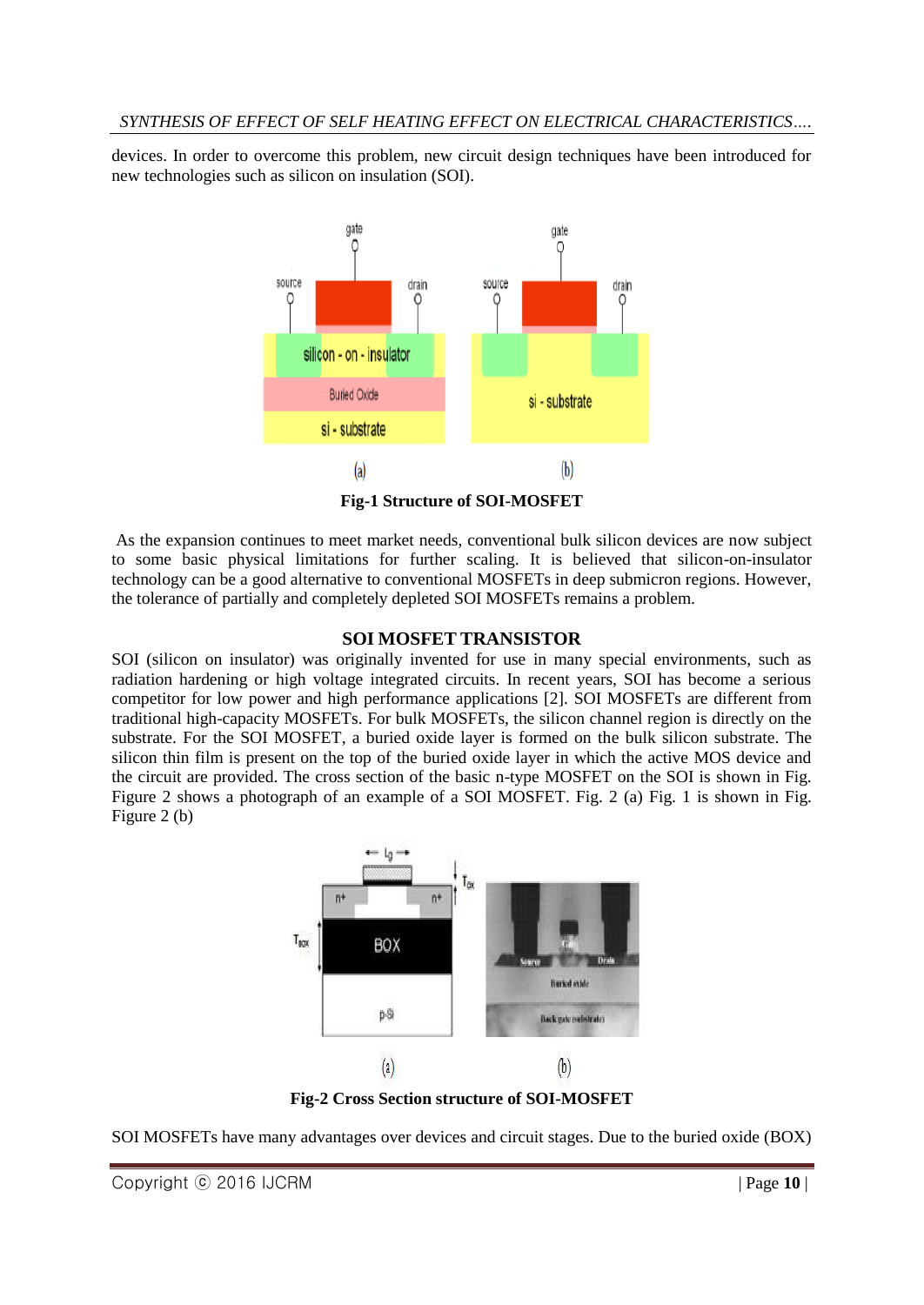devices. In order to overcome this problem, new circuit design techniques have been introduced for new technologies such as silicon on insulation (SOI).

**Fig-1 Structure of SOI-MOSFET**

As the expansion continues to meet market needs, conventional bulk silicon devices are now subject to some basic physical limitations for further scaling. It is believed that silicon-on-insulator technology can be a good alternative to conventional MOSFETs in deep submicron regions. However, the tolerance of partially and completely depleted SOI MOSFETs remains a problem.

## SOI MOSFET TRANSISTOR

SOI (silicon on insulator) was originally invented for use in many special environments, such as radiation hardening or high voltage integrated circuits. In recent years, SOI has become a serious competitor for low power and high performance applications [2]. SOI MOSFETs are different from traditional high-capacity MOSFETs. For bulk MOSFETs, the silicon channel region is directly on the substrate. For the SOI MOSFET, a buried oxide layer is formed on the bulk silicon substrate. The silicon thin film is present on the top of the buried oxide layer in which the active MOS device and the circuit are provided. The cross section of the basic n-type MOSFET on the SOI is shown in Fig. Figure 2 shows a photograph of an example of a SOI MOSFET. Fig. 2 (a) Fig. 1 is shown in Fig. Figure 2 (b)

**Fig-2 Cross Section structure of SOI-MOSFET**

SOI MOSFETs have many advantages over devices and circuit stages. Due to the buried oxide (BOX)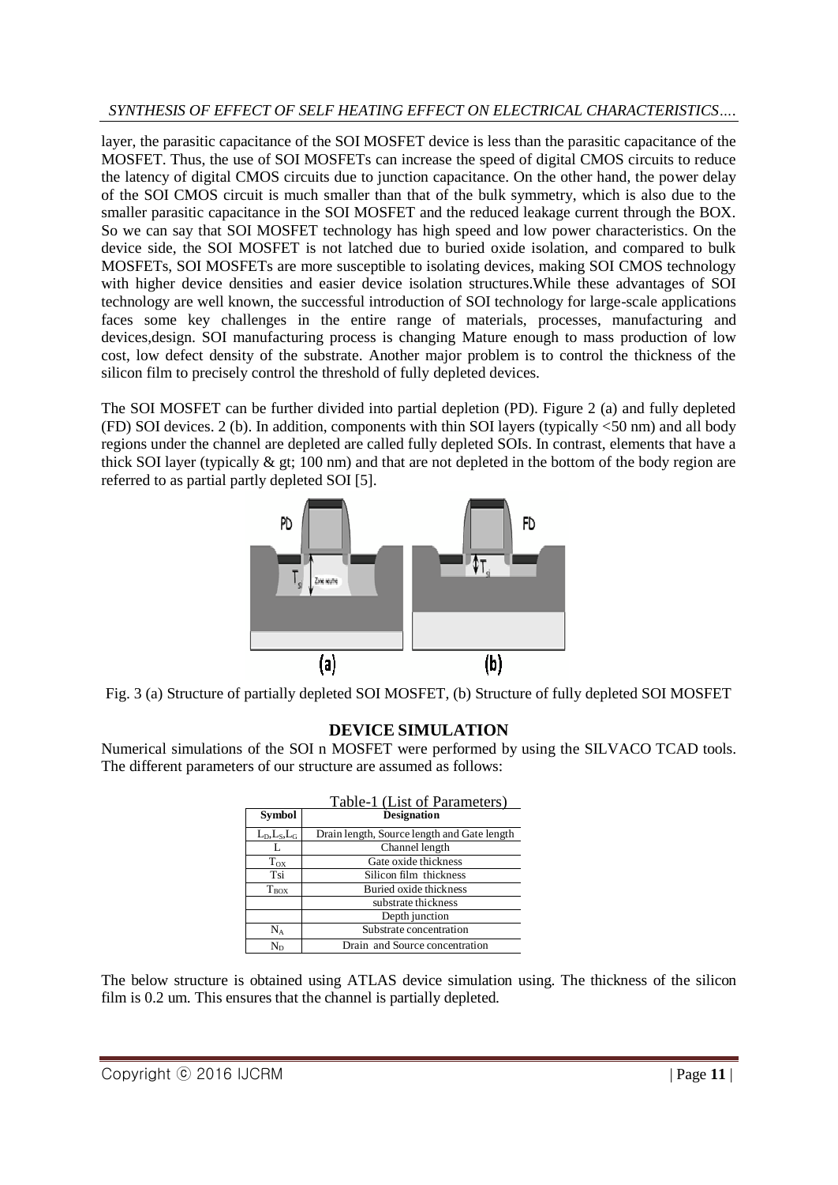layer, the parasitic capacitance of the SOI MOSFET device is less than the parasitic capacitance of the MOSFET. Thus, the use of SOI MOSFETs can increase the speed of digital CMOS circuits to reduce the latency of digital CMOS circuits due to junction capacitance. On the other hand, the power delay of the SOI CMOS circuit is much smaller than that of the bulk symmetry, which is also due to the smaller parasitic capacitance in the SOI MOSFET and the reduced leakage current through the BOX. So we can say that SOI MOSFET technology has high speed and low power characteristics. On the device side, the SOI MOSFET is not latched due to buried oxide isolation, and compared to bulk MOSFETs, SOI MOSFETs are more susceptible to isolating devices, making SOI CMOS technology with higher device densities and easier device isolation structures.While these advantages of SOI technology are well known, the successful introduction of SOI technology for large-scale applications faces some key challenges in the entire range of materials, processes, manufacturing and devices,design. SOI manufacturing process is changing Mature enough to mass production of low cost, low defect density of the substrate. Another major problem is to control the thickness of the silicon film to precisely control the threshold of fully depleted devices.

The SOI MOSFET can be further divided into partial depletion (PD). Figure 2 (a) and fully depleted (FD) SOI devices. 2 (b). In addition, components with thin SOI layers (typically <50 nm) and all body regions under the channel are depleted are called fully depleted SOIs. In contrast, elements that have a thick SOI layer (typically & gt; 100 nm) and that are not depleted in the bottom of the body region are referred to as partial partly depleted SOI [5].

Fig. 3 (a) Structure of partially depleted SOI MOSFET, (b) Structure of fully depleted SOI MOSFET

## DEVICE SIMULATION

Numerical simulations of the SOI n MOSFET were performed by using the SILVACO TCAD tools. The different parameters of our structure are assumed as follows:

Table-1 (List of Parameters)

| Symbol | Designation |
|---|---|
| $L_D, L_S, L_G$ | Drain length, Source length and Gate length |
| L | Channel length |
| $T_{OX}$ | Gate oxide thickness |
| Tsi | Silicon film thickness |
| $T_{BOX}$ | Buried oxide thickness |
| | substrate thickness |
| | Depth junction |
| $N_A$ | Substrate concentration |
| $N_D$ | Drain and Source concentration |

The below structure is obtained using ATLAS device simulation using. The thickness of the silicon film is 0.2 um. This ensures that the channel is partially depleted.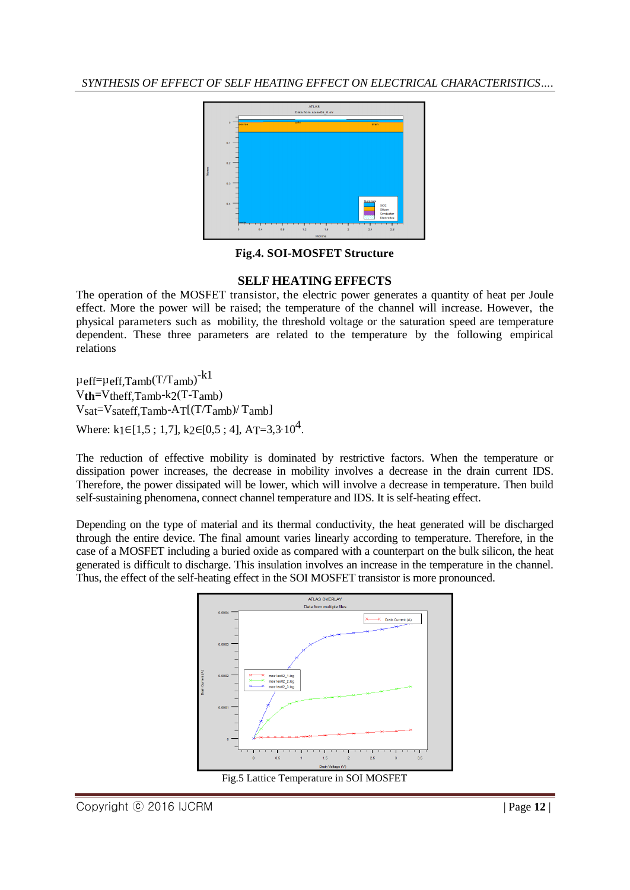Fig.4. SOI-MOSFET Structure

## SELF HEATING EFFECTS

The operation of the MOSFET transistor, the electric power generates a quantity of heat per Joule effect. More the power will be raised; the temperature of the channel will increase. However, the physical parameters such as mobility, the threshold voltage or the saturation speed are temperature dependent. These three parameters are related to the temperature by the following empirical relations

$\mu_{eff}=\mu_{eff,Tamb}(T/T_{amb})^{-k1}$

$V_{th}=V_{theff,Tamb}-k_2(T-T_{amb})$

$V_{sat}=V_{sateff,Tamb}-A_T[(T/T_{amb})/T_{amb}]$

Where: $k_1 \in [1,5 ; 1,7]$, $k_2 \in [0,5 ; 4]$, $A_T=3{,}3 \cdot 10^4$.

The reduction of effective mobility is dominated by restrictive factors. When the temperature or dissipation power increases, the decrease in mobility involves a decrease in the drain current IDS. Therefore, the power dissipated will be lower, which will involve a decrease in temperature. Then build self-sustaining phenomena, connect channel temperature and IDS. It is self-heating effect.

Depending on the type of material and its thermal conductivity, the heat generated will be discharged through the entire device. The final amount varies linearly according to temperature. Therefore, in the case of a MOSFET including a buried oxide as compared with a counterpart on the bulk silicon, the heat generated is difficult to discharge. This insulation involves an increase in the temperature in the channel. Thus, the effect of the self-heating effect in the SOI MOSFET transistor is more pronounced.

Fig.5 Lattice Temperature in SOI MOSFET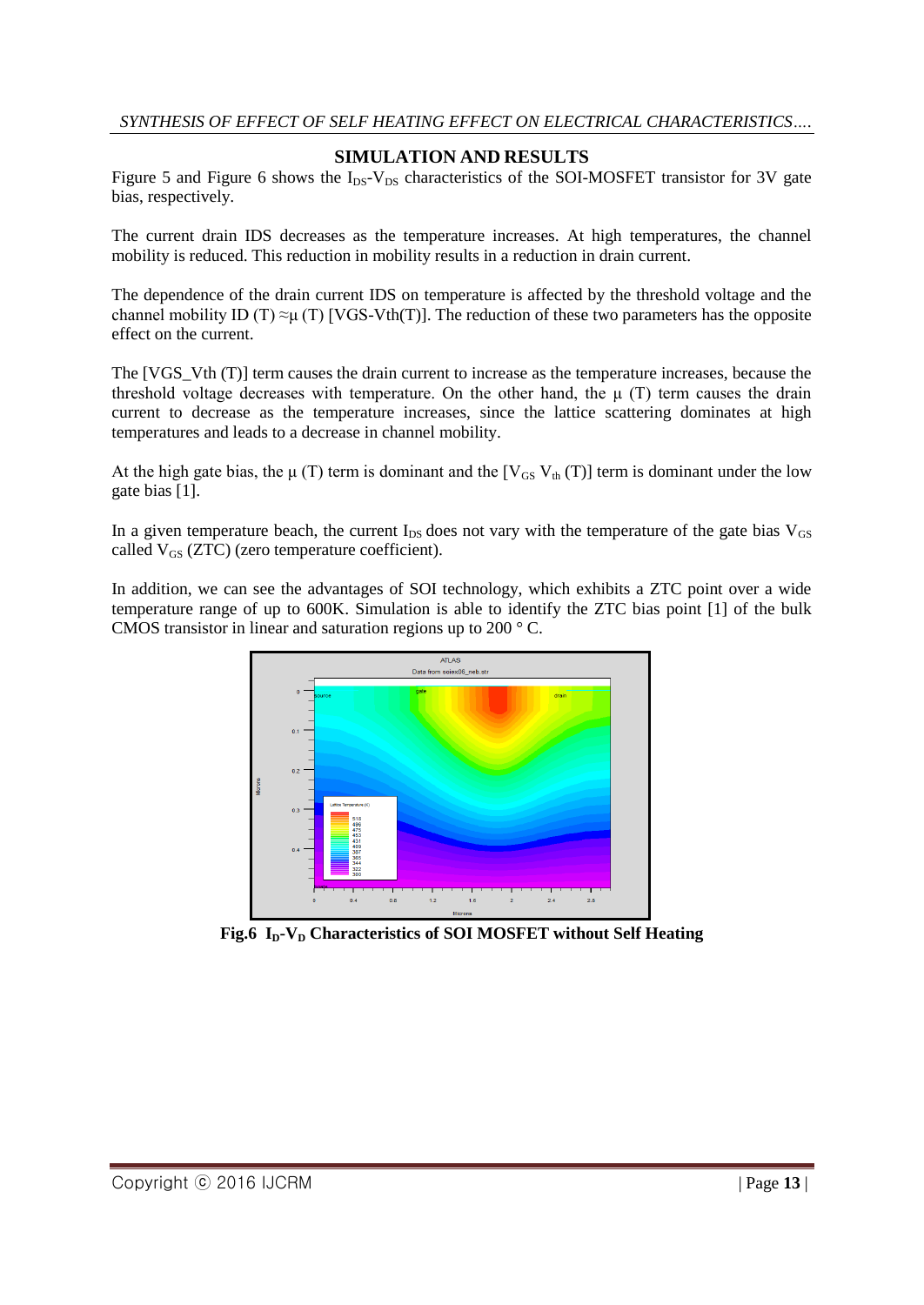## SIMULATION AND RESULTS

Figure 5 and Figure 6 shows the $I_{DS}$-$V_{DS}$ characteristics of the SOI-MOSFET transistor for 3V gate bias, respectively.

The current drain IDS decreases as the temperature increases. At high temperatures, the channel mobility is reduced. This reduction in mobility results in a reduction in drain current.

The dependence of the drain current IDS on temperature is affected by the threshold voltage and the channel mobility ID (T) ≈μ (T) [VGS-Vth(T)]. The reduction of these two parameters has the opposite effect on the current.

The [VGS_Vth (T)] term causes the drain current to increase as the temperature increases, because the threshold voltage decreases with temperature. On the other hand, the μ (T) term causes the drain current to decrease as the temperature increases, since the lattice scattering dominates at high temperatures and leads to a decrease in channel mobility.

At the high gate bias, the μ (T) term is dominant and the [$V_{GS}$ $V_{th}$ (T)] term is dominant under the low gate bias [1].

In a given temperature beach, the current $I_{DS}$ does not vary with the temperature of the gate bias $V_{GS}$ called $V_{GS}$ (ZTC) (zero temperature coefficient).

In addition, we can see the advantages of SOI technology, which exhibits a ZTC point over a wide temperature range of up to 600K. Simulation is able to identify the ZTC bias point [1] of the bulk CMOS transistor in linear and saturation regions up to 200 ° C.

**Fig.6 $I_D$-$V_D$ Characteristics of SOI MOSFET without Self Heating**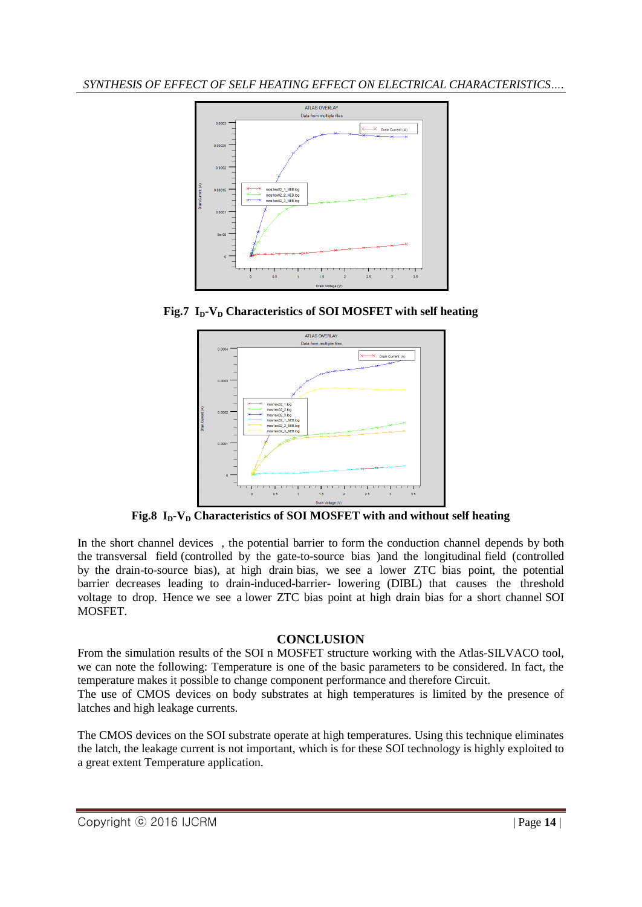**Fig.7 $I_D$-$V_D$ Characteristics of SOI MOSFET with self heating**

**Fig.8 $I_D$-$V_D$ Characteristics of SOI MOSFET with and without self heating**

In the short channel devices , the potential barrier to form the conduction channel depends by both the transversal field (controlled by the gate-to-source bias )and the longitudinal field (controlled by the drain-to-source bias), at high drain bias, we see a lower ZTC bias point, the potential barrier decreases leading to drain-induced-barrier- lowering (DIBL) that causes the threshold voltage to drop. Hence we see a lower ZTC bias point at high drain bias for a short channel SOI MOSFET.

## CONCLUSION

From the simulation results of the SOI n MOSFET structure working with the Atlas-SILVACO tool, we can note the following: Temperature is one of the basic parameters to be considered. In fact, the temperature makes it possible to change component performance and therefore Circuit.
The use of CMOS devices on body substrates at high temperatures is limited by the presence of latches and high leakage currents.

The CMOS devices on the SOI substrate operate at high temperatures. Using this technique eliminates the latch, the leakage current is not important, which is for these SOI technology is highly exploited to a great extent Temperature application.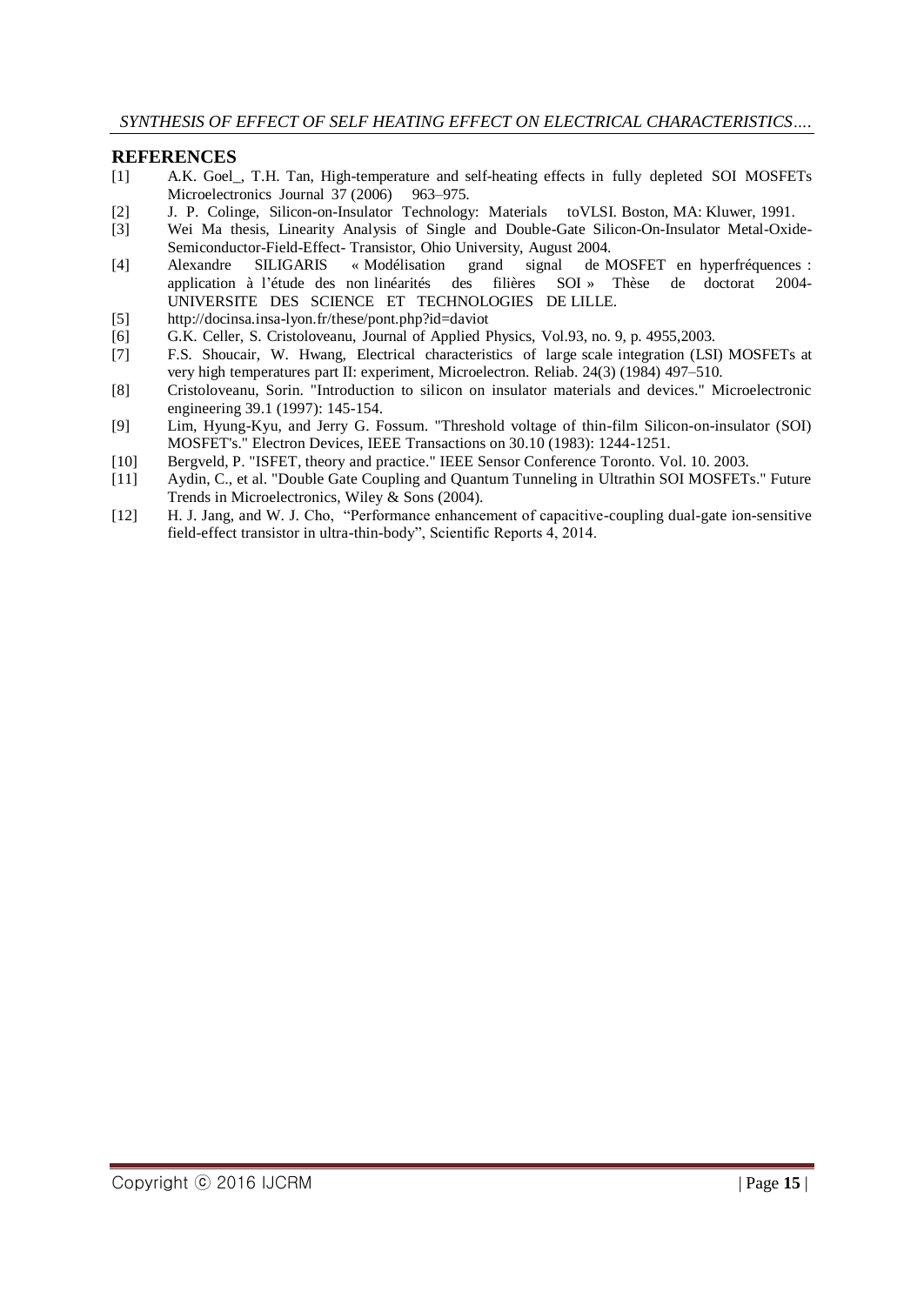## REFERENCES

[1] A.K. Goel_, T.H. Tan, High-temperature and self-heating effects in fully depleted SOI MOSFETs Microelectronics Journal 37 (2006) 963–975.

[2] J. P. Colinge, Silicon-on-Insulator Technology: Materials toVLSI. Boston, MA: Kluwer, 1991.

[3] Wei Ma thesis, Linearity Analysis of Single and Double-Gate Silicon-On-Insulator Metal-Oxide-Semiconductor-Field-Effect- Transistor, Ohio University, August 2004.

[4] Alexandre SILIGARIS « Modélisation grand signal de MOSFET en hyperfréquences : application à l'étude des non linéarités des filières SOI » Thèse de doctorat 2004- UNIVERSITE DES SCIENCE ET TECHNOLOGIES DE LILLE.

[5] http://docinsa.insa-lyon.fr/these/pont.php?id=daviot

[6] G.K. Celler, S. Cristoloveanu, Journal of Applied Physics, Vol.93, no. 9, p. 4955,2003.

[7] F.S. Shoucair, W. Hwang, Electrical characteristics of large scale integration (LSI) MOSFETs at very high temperatures part II: experiment, Microelectron. Reliab. 24(3) (1984) 497–510.

[8] Cristoloveanu, Sorin. "Introduction to silicon on insulator materials and devices." Microelectronic engineering 39.1 (1997): 145-154.

[9] Lim, Hyung-Kyu, and Jerry G. Fossum. "Threshold voltage of thin-film Silicon-on-insulator (SOI) MOSFET's." Electron Devices, IEEE Transactions on 30.10 (1983): 1244-1251.

[10] Bergveld, P. "ISFET, theory and practice." IEEE Sensor Conference Toronto. Vol. 10. 2003.

[11] Aydin, C., et al. "Double Gate Coupling and Quantum Tunneling in Ultrathin SOI MOSFETs." Future Trends in Microelectronics, Wiley & Sons (2004).

[12] H. J. Jang, and W. J. Cho, "Performance enhancement of capacitive-coupling dual-gate ion-sensitive field-effect transistor in ultra-thin-body", Scientific Reports 4, 2014.